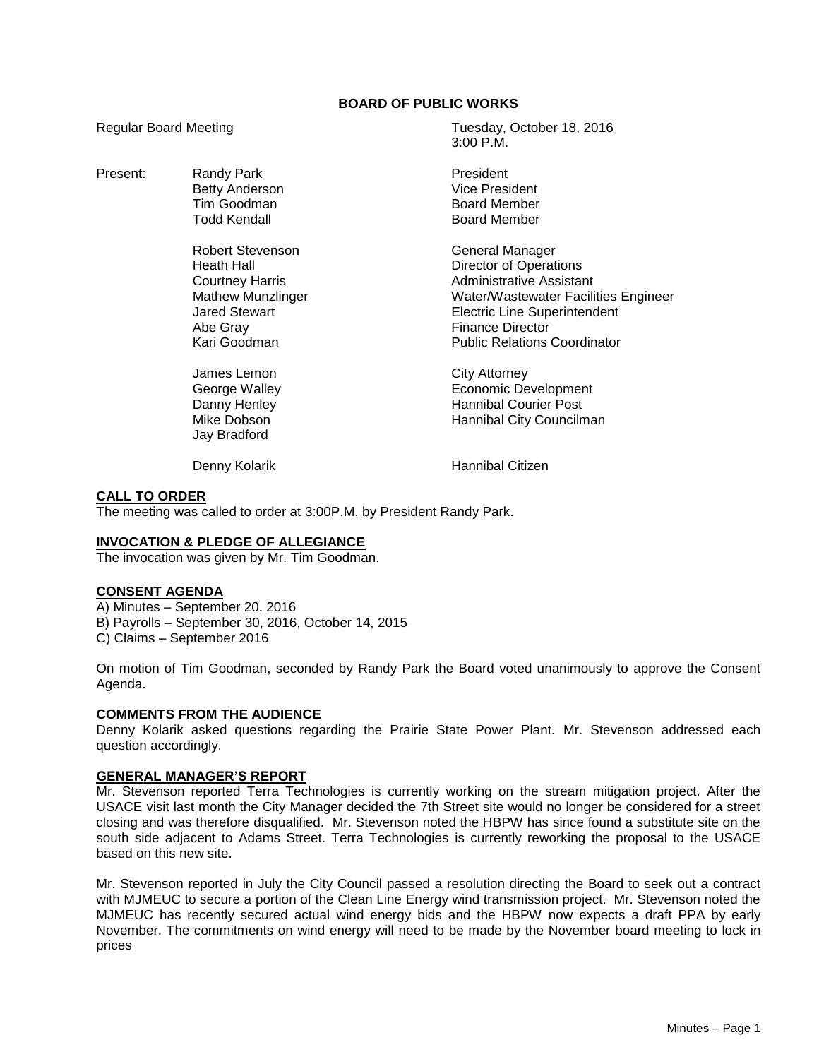**BOARD OF PUBLIC WORKS**

Regular Board Meeting — Tuesday, October 18, 2016, 3:00 P.M.

| Present: | | |
|---|---|---|
| | Randy Park | President |
| | Betty Anderson | Vice President |
| | Tim Goodman | Board Member |
| | Todd Kendall | Board Member |
| | | |
| | Robert Stevenson | General Manager |
| | Heath Hall | Director of Operations |
| | Courtney Harris | Administrative Assistant |
| | Mathew Munzlinger | Water/Wastewater Facilities Engineer |
| | Jared Stewart | Electric Line Superintendent |
| | Abe Gray | Finance Director |
| | Kari Goodman | Public Relations Coordinator |
| | | |
| | James Lemon | City Attorney |
| | George Walley | Economic Development |
| | Danny Henley | Hannibal Courier Post |
| | Mike Dobson | Hannibal City Councilman |
| | Jay Bradford | |
| | | |
| | Denny Kolarik | Hannibal Citizen |

## CALL TO ORDER

The meeting was called to order at 3:00P.M. by President Randy Park.

## INVOCATION & PLEDGE OF ALLEGIANCE

The invocation was given by Mr. Tim Goodman.

## CONSENT AGENDA

A) Minutes – September 20, 2016
B) Payrolls – September 30, 2016, October 14, 2015
C) Claims – September 2016

On motion of Tim Goodman, seconded by Randy Park the Board voted unanimously to approve the Consent Agenda.

## COMMENTS FROM THE AUDIENCE

Denny Kolarik asked questions regarding the Prairie State Power Plant. Mr. Stevenson addressed each question accordingly.

## GENERAL MANAGER'S REPORT

Mr. Stevenson reported Terra Technologies is currently working on the stream mitigation project. After the USACE visit last month the City Manager decided the 7th Street site would no longer be considered for a street closing and was therefore disqualified. Mr. Stevenson noted the HBPW has since found a substitute site on the south side adjacent to Adams Street. Terra Technologies is currently reworking the proposal to the USACE based on this new site.

Mr. Stevenson reported in July the City Council passed a resolution directing the Board to seek out a contract with MJMEUC to secure a portion of the Clean Line Energy wind transmission project. Mr. Stevenson noted the MJMEUC has recently secured actual wind energy bids and the HBPW now expects a draft PPA by early November. The commitments on wind energy will need to be made by the November board meeting to lock in prices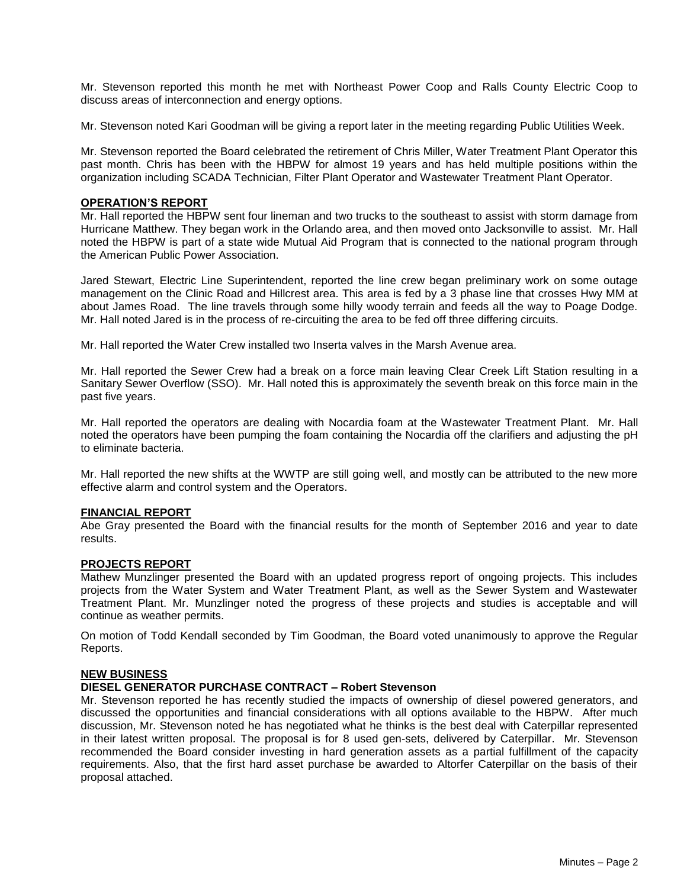Mr. Stevenson reported this month he met with Northeast Power Coop and Ralls County Electric Coop to discuss areas of interconnection and energy options.

Mr. Stevenson noted Kari Goodman will be giving a report later in the meeting regarding Public Utilities Week.

Mr. Stevenson reported the Board celebrated the retirement of Chris Miller, Water Treatment Plant Operator this past month. Chris has been with the HBPW for almost 19 years and has held multiple positions within the organization including SCADA Technician, Filter Plant Operator and Wastewater Treatment Plant Operator.

**OPERATION'S REPORT**

Mr. Hall reported the HBPW sent four lineman and two trucks to the southeast to assist with storm damage from Hurricane Matthew. They began work in the Orlando area, and then moved onto Jacksonville to assist. Mr. Hall noted the HBPW is part of a state wide Mutual Aid Program that is connected to the national program through the American Public Power Association.

Jared Stewart, Electric Line Superintendent, reported the line crew began preliminary work on some outage management on the Clinic Road and Hillcrest area. This area is fed by a 3 phase line that crosses Hwy MM at about James Road. The line travels through some hilly woody terrain and feeds all the way to Poage Dodge. Mr. Hall noted Jared is in the process of re-circuiting the area to be fed off three differing circuits.

Mr. Hall reported the Water Crew installed two Inserta valves in the Marsh Avenue area.

Mr. Hall reported the Sewer Crew had a break on a force main leaving Clear Creek Lift Station resulting in a Sanitary Sewer Overflow (SSO). Mr. Hall noted this is approximately the seventh break on this force main in the past five years.

Mr. Hall reported the operators are dealing with Nocardia foam at the Wastewater Treatment Plant. Mr. Hall noted the operators have been pumping the foam containing the Nocardia off the clarifiers and adjusting the pH to eliminate bacteria.

Mr. Hall reported the new shifts at the WWTP are still going well, and mostly can be attributed to the new more effective alarm and control system and the Operators.

**FINANCIAL REPORT**

Abe Gray presented the Board with the financial results for the month of September 2016 and year to date results.

**PROJECTS REPORT**

Mathew Munzlinger presented the Board with an updated progress report of ongoing projects. This includes projects from the Water System and Water Treatment Plant, as well as the Sewer System and Wastewater Treatment Plant. Mr. Munzlinger noted the progress of these projects and studies is acceptable and will continue as weather permits.

On motion of Todd Kendall seconded by Tim Goodman, the Board voted unanimously to approve the Regular Reports.

**NEW BUSINESS**

**DIESEL GENERATOR PURCHASE CONTRACT – Robert Stevenson**

Mr. Stevenson reported he has recently studied the impacts of ownership of diesel powered generators, and discussed the opportunities and financial considerations with all options available to the HBPW. After much discussion, Mr. Stevenson noted he has negotiated what he thinks is the best deal with Caterpillar represented in their latest written proposal. The proposal is for 8 used gen-sets, delivered by Caterpillar. Mr. Stevenson recommended the Board consider investing in hard generation assets as a partial fulfillment of the capacity requirements. Also, that the first hard asset purchase be awarded to Altorfer Caterpillar on the basis of their proposal attached.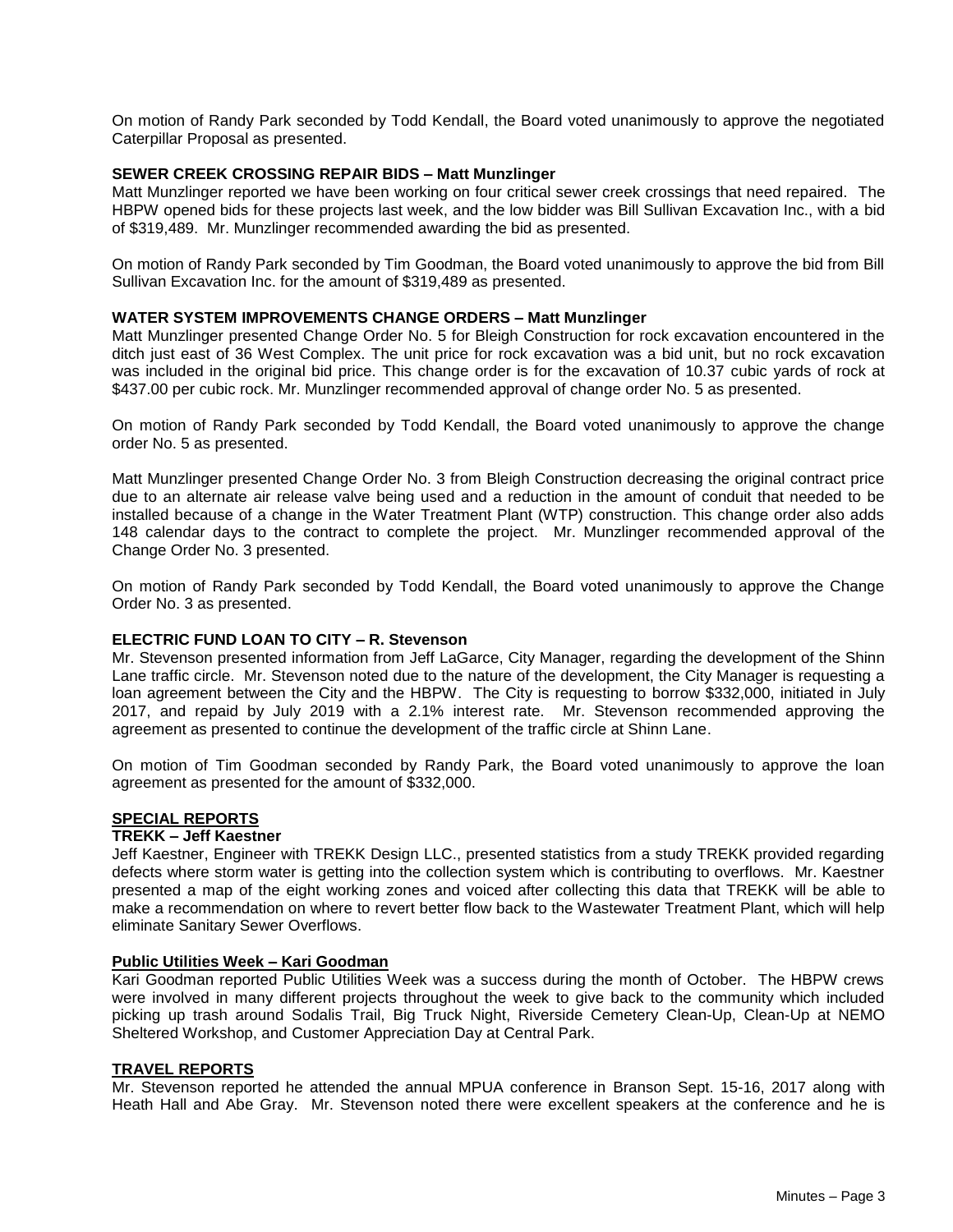On motion of Randy Park seconded by Todd Kendall, the Board voted unanimously to approve the negotiated Caterpillar Proposal as presented.

**SEWER CREEK CROSSING REPAIR BIDS – Matt Munzlinger**

Matt Munzlinger reported we have been working on four critical sewer creek crossings that need repaired. The HBPW opened bids for these projects last week, and the low bidder was Bill Sullivan Excavation Inc., with a bid of $319,489. Mr. Munzlinger recommended awarding the bid as presented.

On motion of Randy Park seconded by Tim Goodman, the Board voted unanimously to approve the bid from Bill Sullivan Excavation Inc. for the amount of $319,489 as presented.

**WATER SYSTEM IMPROVEMENTS CHANGE ORDERS – Matt Munzlinger**

Matt Munzlinger presented Change Order No. 5 for Bleigh Construction for rock excavation encountered in the ditch just east of 36 West Complex. The unit price for rock excavation was a bid unit, but no rock excavation was included in the original bid price. This change order is for the excavation of 10.37 cubic yards of rock at $437.00 per cubic rock. Mr. Munzlinger recommended approval of change order No. 5 as presented.

On motion of Randy Park seconded by Todd Kendall, the Board voted unanimously to approve the change order No. 5 as presented.

Matt Munzlinger presented Change Order No. 3 from Bleigh Construction decreasing the original contract price due to an alternate air release valve being used and a reduction in the amount of conduit that needed to be installed because of a change in the Water Treatment Plant (WTP) construction. This change order also adds 148 calendar days to the contract to complete the project. Mr. Munzlinger recommended approval of the Change Order No. 3 presented.

On motion of Randy Park seconded by Todd Kendall, the Board voted unanimously to approve the Change Order No. 3 as presented.

**ELECTRIC FUND LOAN TO CITY – R. Stevenson**

Mr. Stevenson presented information from Jeff LaGarce, City Manager, regarding the development of the Shinn Lane traffic circle. Mr. Stevenson noted due to the nature of the development, the City Manager is requesting a loan agreement between the City and the HBPW. The City is requesting to borrow $332,000, initiated in July 2017, and repaid by July 2019 with a 2.1% interest rate. Mr. Stevenson recommended approving the agreement as presented to continue the development of the traffic circle at Shinn Lane.

On motion of Tim Goodman seconded by Randy Park, the Board voted unanimously to approve the loan agreement as presented for the amount of $332,000.

## **SPECIAL REPORTS**

**TREKK – Jeff Kaestner**

Jeff Kaestner, Engineer with TREKK Design LLC., presented statistics from a study TREKK provided regarding defects where storm water is getting into the collection system which is contributing to overflows. Mr. Kaestner presented a map of the eight working zones and voiced after collecting this data that TREKK will be able to make a recommendation on where to revert better flow back to the Wastewater Treatment Plant, which will help eliminate Sanitary Sewer Overflows.

**Public Utilities Week – Kari Goodman**

Kari Goodman reported Public Utilities Week was a success during the month of October. The HBPW crews were involved in many different projects throughout the week to give back to the community which included picking up trash around Sodalis Trail, Big Truck Night, Riverside Cemetery Clean-Up, Clean-Up at NEMO Sheltered Workshop, and Customer Appreciation Day at Central Park.

## **TRAVEL REPORTS**

Mr. Stevenson reported he attended the annual MPUA conference in Branson Sept. 15-16, 2017 along with Heath Hall and Abe Gray. Mr. Stevenson noted there were excellent speakers at the conference and he is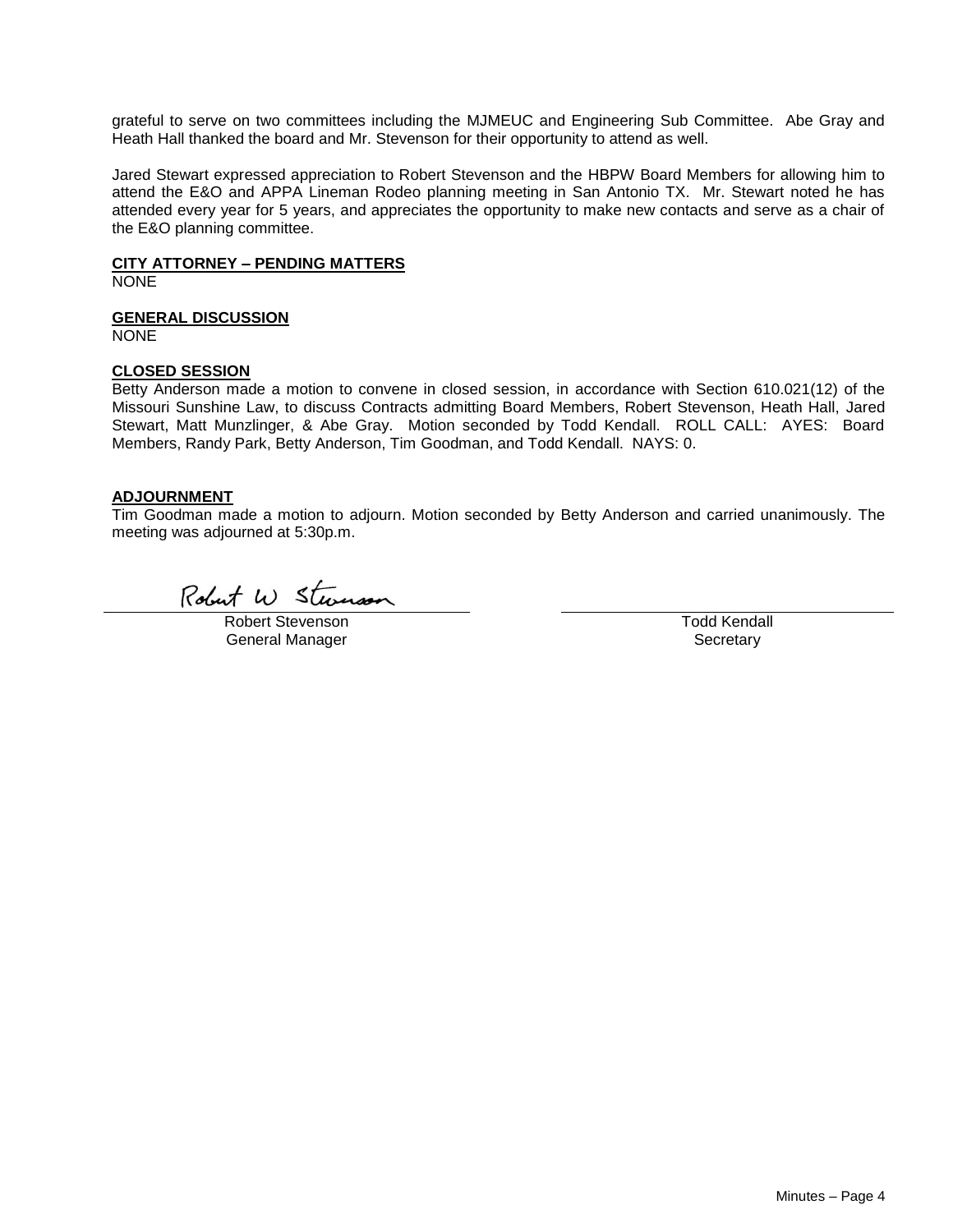grateful to serve on two committees including the MJMEUC and Engineering Sub Committee. Abe Gray and Heath Hall thanked the board and Mr. Stevenson for their opportunity to attend as well.

Jared Stewart expressed appreciation to Robert Stevenson and the HBPW Board Members for allowing him to attend the E&O and APPA Lineman Rodeo planning meeting in San Antonio TX. Mr. Stewart noted he has attended every year for 5 years, and appreciates the opportunity to make new contacts and serve as a chair of the E&O planning committee.

**CITY ATTORNEY – PENDING MATTERS**

NONE

**GENERAL DISCUSSION**

NONE

**CLOSED SESSION**

Betty Anderson made a motion to convene in closed session, in accordance with Section 610.021(12) of the Missouri Sunshine Law, to discuss Contracts admitting Board Members, Robert Stevenson, Heath Hall, Jared Stewart, Matt Munzlinger, & Abe Gray. Motion seconded by Todd Kendall. ROLL CALL: AYES: Board Members, Randy Park, Betty Anderson, Tim Goodman, and Todd Kendall. NAYS: 0.

**ADJOURNMENT**

Tim Goodman made a motion to adjourn. Motion seconded by Betty Anderson and carried unanimously. The meeting was adjourned at 5:30p.m.

Robert W Stevenson

Robert Stevenson
General Manager

Todd Kendall
Secretary